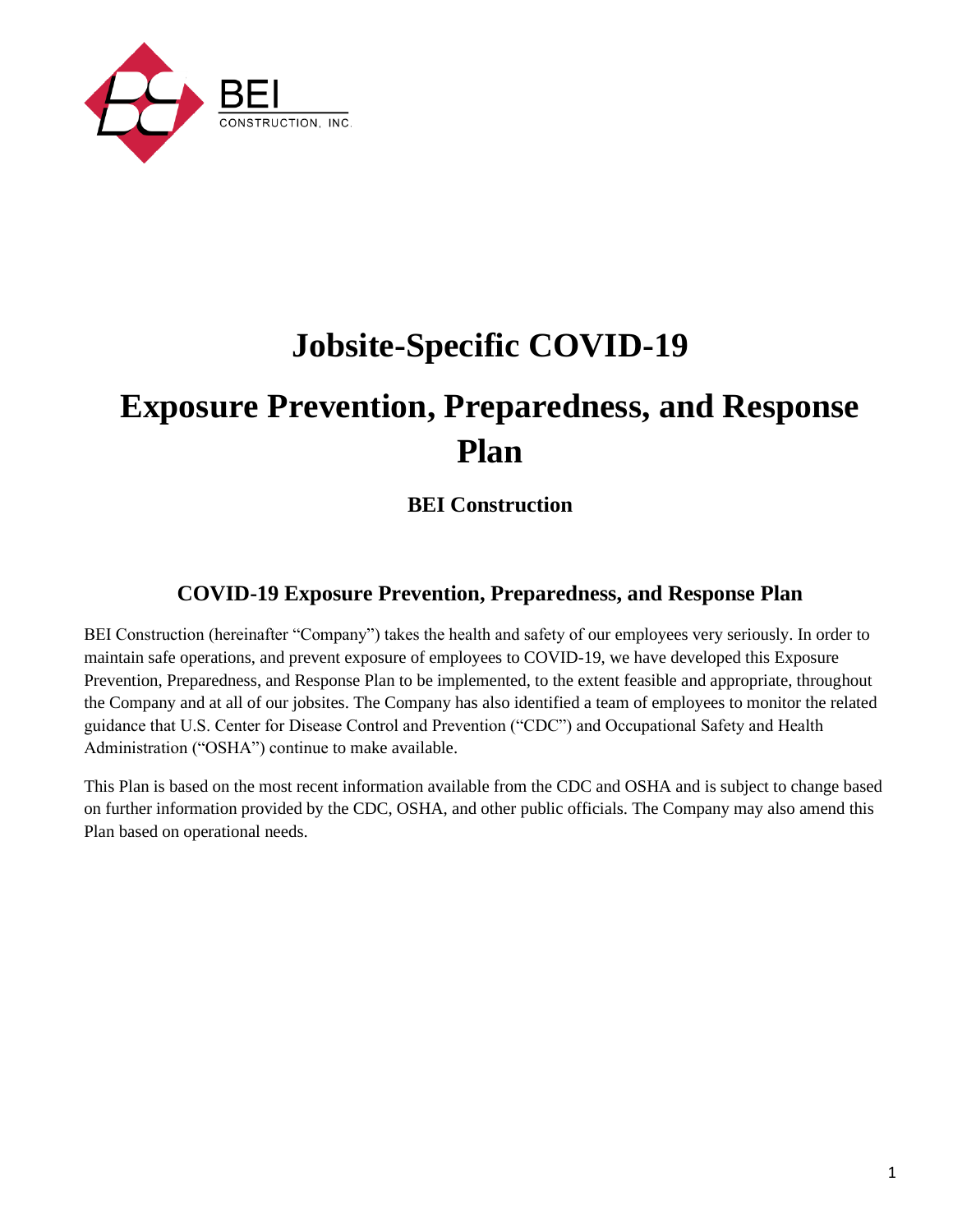BEI

CONSTRUCTION, INC.

# Jobsite-Specific COVID-19

# Exposure Prevention, Preparedness, and Response Plan

**BEI Construction**

## COVID-19 Exposure Prevention, Preparedness, and Response Plan

BEI Construction (hereinafter "Company") takes the health and safety of our employees very seriously. In order to maintain safe operations, and prevent exposure of employees to COVID-19, we have developed this Exposure Prevention, Preparedness, and Response Plan to be implemented, to the extent feasible and appropriate, throughout the Company and at all of our jobsites. The Company has also identified a team of employees to monitor the related guidance that U.S. Center for Disease Control and Prevention ("CDC") and Occupational Safety and Health Administration ("OSHA") continue to make available.

This Plan is based on the most recent information available from the CDC and OSHA and is subject to change based on further information provided by the CDC, OSHA, and other public officials. The Company may also amend this Plan based on operational needs.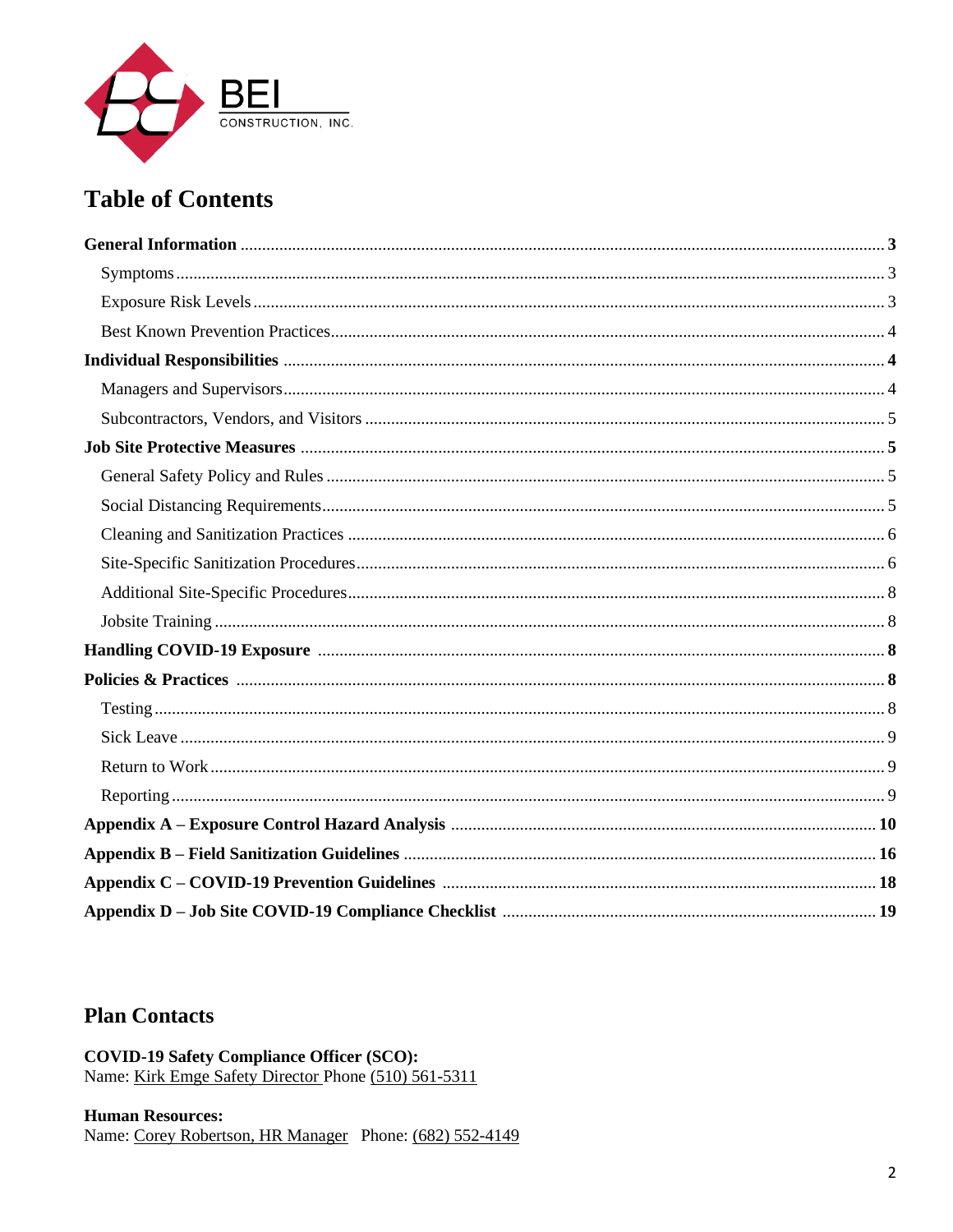BEI CONSTRUCTION, INC.

# Table of Contents

**General Information** ..... 3
- Symptoms ..... 3
- Exposure Risk Levels ..... 3
- Best Known Prevention Practices ..... 4

**Individual Responsibilities** ..... 4
- Managers and Supervisors ..... 4
- Subcontractors, Vendors, and Visitors ..... 5

**Job Site Protective Measures** ..... 5
- General Safety Policy and Rules ..... 5
- Social Distancing Requirements ..... 5
- Cleaning and Sanitization Practices ..... 6
- Site-Specific Sanitization Procedures ..... 6
- Additional Site-Specific Procedures ..... 8
- Jobsite Training ..... 8

**Handling COVID-19 Exposure** ..... 8

**Policies & Practices** ..... 8
- Testing ..... 8
- Sick Leave ..... 9
- Return to Work ..... 9
- Reporting ..... 9

**Appendix A – Exposure Control Hazard Analysis** ..... 10

**Appendix B – Field Sanitization Guidelines** ..... 16

**Appendix C – COVID-19 Prevention Guidelines** ..... 18

**Appendix D – Job Site COVID-19 Compliance Checklist** ..... 19

# Plan Contacts

**COVID-19 Safety Compliance Officer (SCO):**
Name: Kirk Emge Safety Director Phone (510) 561-5311

**Human Resources:**
Name: Corey Robertson, HR Manager Phone: (682) 552-4149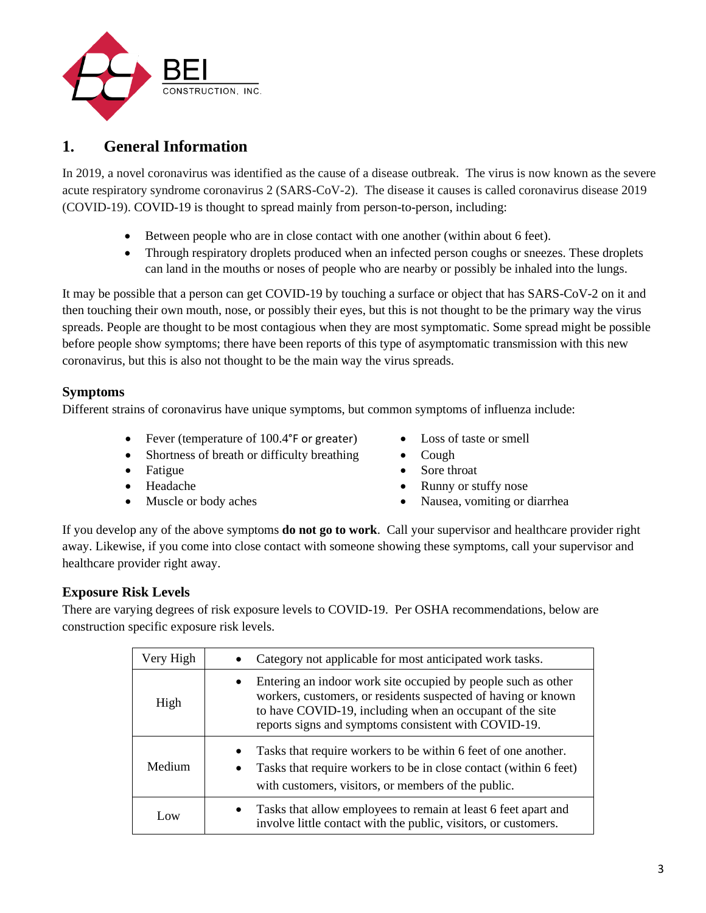## 1. General Information

In 2019, a novel coronavirus was identified as the cause of a disease outbreak. The virus is now known as the severe acute respiratory syndrome coronavirus 2 (SARS-CoV-2). The disease it causes is called coronavirus disease 2019 (COVID-19). COVID-19 is thought to spread mainly from person-to-person, including:

- Between people who are in close contact with one another (within about 6 feet).
- Through respiratory droplets produced when an infected person coughs or sneezes. These droplets can land in the mouths or noses of people who are nearby or possibly be inhaled into the lungs.

It may be possible that a person can get COVID-19 by touching a surface or object that has SARS-CoV-2 on it and then touching their own mouth, nose, or possibly their eyes, but this is not thought to be the primary way the virus spreads. People are thought to be most contagious when they are most symptomatic. Some spread might be possible before people show symptoms; there have been reports of this type of asymptomatic transmission with this new coronavirus, but this is also not thought to be the main way the virus spreads.

### Symptoms

Different strains of coronavirus have unique symptoms, but common symptoms of influenza include:

- Fever (temperature of 100.4°F or greater)
- Shortness of breath or difficulty breathing
- Fatigue
- Headache
- Muscle or body aches
- Loss of taste or smell
- Cough
- Sore throat
- Runny or stuffy nose
- Nausea, vomiting or diarrhea

If you develop any of the above symptoms **do not go to work**. Call your supervisor and healthcare provider right away. Likewise, if you come into close contact with someone showing these symptoms, call your supervisor and healthcare provider right away.

### Exposure Risk Levels

There are varying degrees of risk exposure levels to COVID-19. Per OSHA recommendations, below are construction specific exposure risk levels.

| Risk Level | Description |
|---|---|
| Very High | • Category not applicable for most anticipated work tasks. |
| High | • Entering an indoor work site occupied by people such as other workers, customers, or residents suspected of having or known to have COVID-19, including when an occupant of the site reports signs and symptoms consistent with COVID-19. |
| Medium | • Tasks that require workers to be within 6 feet of one another.<br>• Tasks that require workers to be in close contact (within 6 feet) with customers, visitors, or members of the public. |
| Low | • Tasks that allow employees to remain at least 6 feet apart and involve little contact with the public, visitors, or customers. |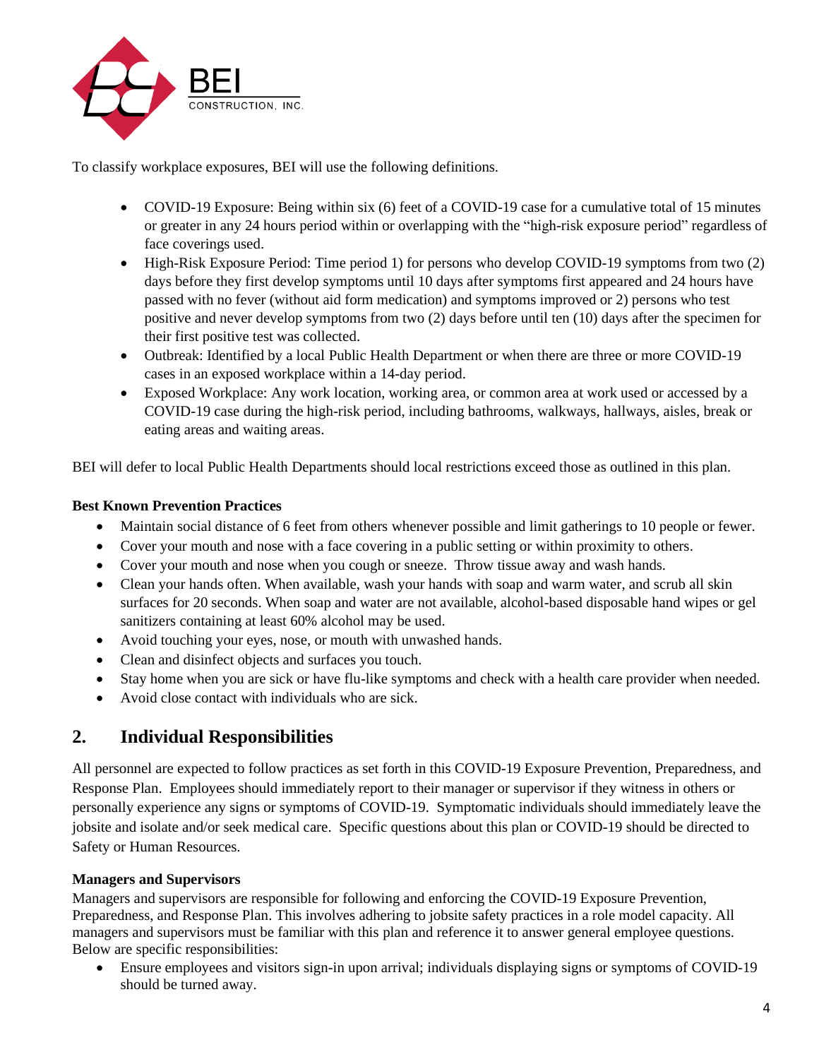To classify workplace exposures, BEI will use the following definitions.

- COVID-19 Exposure: Being within six (6) feet of a COVID-19 case for a cumulative total of 15 minutes or greater in any 24 hours period within or overlapping with the "high-risk exposure period" regardless of face coverings used.
- High-Risk Exposure Period: Time period 1) for persons who develop COVID-19 symptoms from two (2) days before they first develop symptoms until 10 days after symptoms first appeared and 24 hours have passed with no fever (without aid form medication) and symptoms improved or 2) persons who test positive and never develop symptoms from two (2) days before until ten (10) days after the specimen for their first positive test was collected.
- Outbreak: Identified by a local Public Health Department or when there are three or more COVID-19 cases in an exposed workplace within a 14-day period.
- Exposed Workplace: Any work location, working area, or common area at work used or accessed by a COVID-19 case during the high-risk period, including bathrooms, walkways, hallways, aisles, break or eating areas and waiting areas.

BEI will defer to local Public Health Departments should local restrictions exceed those as outlined in this plan.

**Best Known Prevention Practices**

- Maintain social distance of 6 feet from others whenever possible and limit gatherings to 10 people or fewer.
- Cover your mouth and nose with a face covering in a public setting or within proximity to others.
- Cover your mouth and nose when you cough or sneeze. Throw tissue away and wash hands.
- Clean your hands often. When available, wash your hands with soap and warm water, and scrub all skin surfaces for 20 seconds. When soap and water are not available, alcohol-based disposable hand wipes or gel sanitizers containing at least 60% alcohol may be used.
- Avoid touching your eyes, nose, or mouth with unwashed hands.
- Clean and disinfect objects and surfaces you touch.
- Stay home when you are sick or have flu-like symptoms and check with a health care provider when needed.
- Avoid close contact with individuals who are sick.

## 2. Individual Responsibilities

All personnel are expected to follow practices as set forth in this COVID-19 Exposure Prevention, Preparedness, and Response Plan. Employees should immediately report to their manager or supervisor if they witness in others or personally experience any signs or symptoms of COVID-19. Symptomatic individuals should immediately leave the jobsite and isolate and/or seek medical care. Specific questions about this plan or COVID-19 should be directed to Safety or Human Resources.

**Managers and Supervisors**

Managers and supervisors are responsible for following and enforcing the COVID-19 Exposure Prevention, Preparedness, and Response Plan. This involves adhering to jobsite safety practices in a role model capacity. All managers and supervisors must be familiar with this plan and reference it to answer general employee questions. Below are specific responsibilities:

- Ensure employees and visitors sign-in upon arrival; individuals displaying signs or symptoms of COVID-19 should be turned away.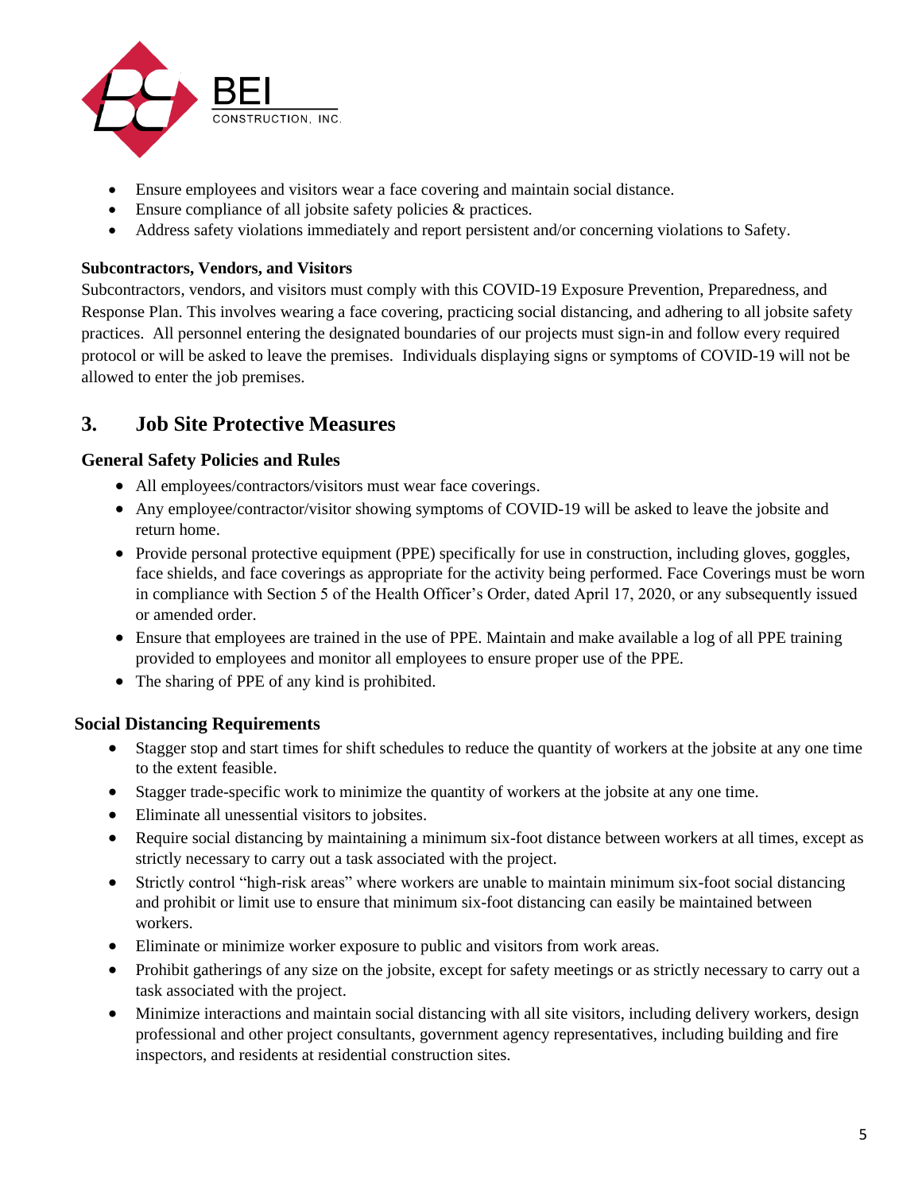- Ensure employees and visitors wear a face covering and maintain social distance.
- Ensure compliance of all jobsite safety policies & practices.
- Address safety violations immediately and report persistent and/or concerning violations to Safety.

**Subcontractors, Vendors, and Visitors**

Subcontractors, vendors, and visitors must comply with this COVID-19 Exposure Prevention, Preparedness, and Response Plan. This involves wearing a face covering, practicing social distancing, and adhering to all jobsite safety practices. All personnel entering the designated boundaries of our projects must sign-in and follow every required protocol or will be asked to leave the premises. Individuals displaying signs or symptoms of COVID-19 will not be allowed to enter the job premises.

## 3. Job Site Protective Measures

### General Safety Policies and Rules

- All employees/contractors/visitors must wear face coverings.
- Any employee/contractor/visitor showing symptoms of COVID-19 will be asked to leave the jobsite and return home.
- Provide personal protective equipment (PPE) specifically for use in construction, including gloves, goggles, face shields, and face coverings as appropriate for the activity being performed. Face Coverings must be worn in compliance with Section 5 of the Health Officer's Order, dated April 17, 2020, or any subsequently issued or amended order.
- Ensure that employees are trained in the use of PPE. Maintain and make available a log of all PPE training provided to employees and monitor all employees to ensure proper use of the PPE.
- The sharing of PPE of any kind is prohibited.

### Social Distancing Requirements

- Stagger stop and start times for shift schedules to reduce the quantity of workers at the jobsite at any one time to the extent feasible.
- Stagger trade-specific work to minimize the quantity of workers at the jobsite at any one time.
- Eliminate all unessential visitors to jobsites.
- Require social distancing by maintaining a minimum six-foot distance between workers at all times, except as strictly necessary to carry out a task associated with the project.
- Strictly control "high-risk areas" where workers are unable to maintain minimum six-foot social distancing and prohibit or limit use to ensure that minimum six-foot distancing can easily be maintained between workers.
- Eliminate or minimize worker exposure to public and visitors from work areas.
- Prohibit gatherings of any size on the jobsite, except for safety meetings or as strictly necessary to carry out a task associated with the project.
- Minimize interactions and maintain social distancing with all site visitors, including delivery workers, design professional and other project consultants, government agency representatives, including building and fire inspectors, and residents at residential construction sites.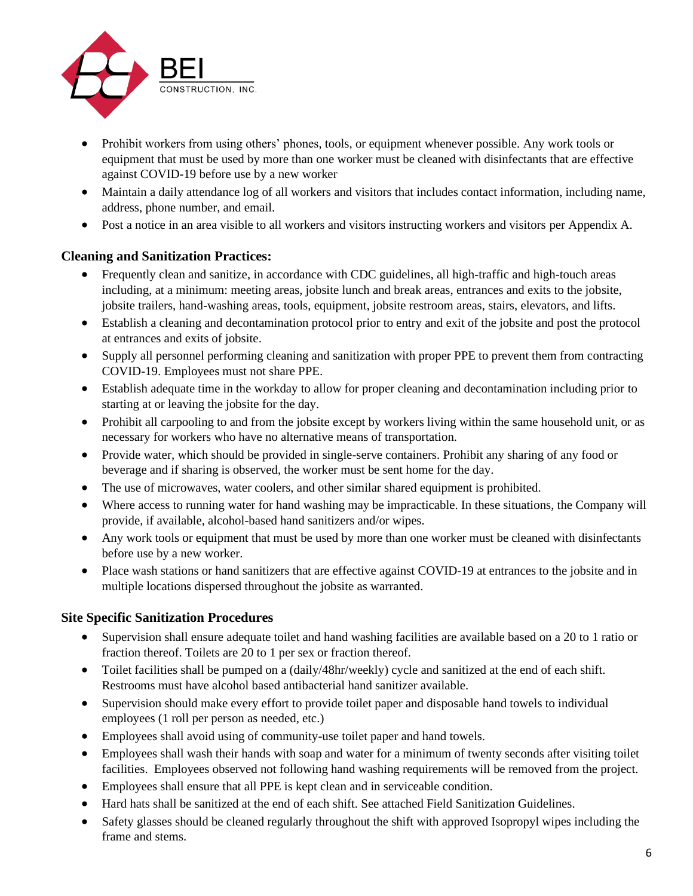- Prohibit workers from using others' phones, tools, or equipment whenever possible. Any work tools or equipment that must be used by more than one worker must be cleaned with disinfectants that are effective against COVID-19 before use by a new worker
- Maintain a daily attendance log of all workers and visitors that includes contact information, including name, address, phone number, and email.
- Post a notice in an area visible to all workers and visitors instructing workers and visitors per Appendix A.

### Cleaning and Sanitization Practices:

- Frequently clean and sanitize, in accordance with CDC guidelines, all high-traffic and high-touch areas including, at a minimum: meeting areas, jobsite lunch and break areas, entrances and exits to the jobsite, jobsite trailers, hand-washing areas, tools, equipment, jobsite restroom areas, stairs, elevators, and lifts.
- Establish a cleaning and decontamination protocol prior to entry and exit of the jobsite and post the protocol at entrances and exits of jobsite.
- Supply all personnel performing cleaning and sanitization with proper PPE to prevent them from contracting COVID-19. Employees must not share PPE.
- Establish adequate time in the workday to allow for proper cleaning and decontamination including prior to starting at or leaving the jobsite for the day.
- Prohibit all carpooling to and from the jobsite except by workers living within the same household unit, or as necessary for workers who have no alternative means of transportation.
- Provide water, which should be provided in single-serve containers. Prohibit any sharing of any food or beverage and if sharing is observed, the worker must be sent home for the day.
- The use of microwaves, water coolers, and other similar shared equipment is prohibited.
- Where access to running water for hand washing may be impracticable. In these situations, the Company will provide, if available, alcohol-based hand sanitizers and/or wipes.
- Any work tools or equipment that must be used by more than one worker must be cleaned with disinfectants before use by a new worker.
- Place wash stations or hand sanitizers that are effective against COVID-19 at entrances to the jobsite and in multiple locations dispersed throughout the jobsite as warranted.

### Site Specific Sanitization Procedures

- Supervision shall ensure adequate toilet and hand washing facilities are available based on a 20 to 1 ratio or fraction thereof. Toilets are 20 to 1 per sex or fraction thereof.
- Toilet facilities shall be pumped on a (daily/48hr/weekly) cycle and sanitized at the end of each shift. Restrooms must have alcohol based antibacterial hand sanitizer available.
- Supervision should make every effort to provide toilet paper and disposable hand towels to individual employees (1 roll per person as needed, etc.)
- Employees shall avoid using of community-use toilet paper and hand towels.
- Employees shall wash their hands with soap and water for a minimum of twenty seconds after visiting toilet facilities. Employees observed not following hand washing requirements will be removed from the project.
- Employees shall ensure that all PPE is kept clean and in serviceable condition.
- Hard hats shall be sanitized at the end of each shift. See attached Field Sanitization Guidelines.
- Safety glasses should be cleaned regularly throughout the shift with approved Isopropyl wipes including the frame and stems.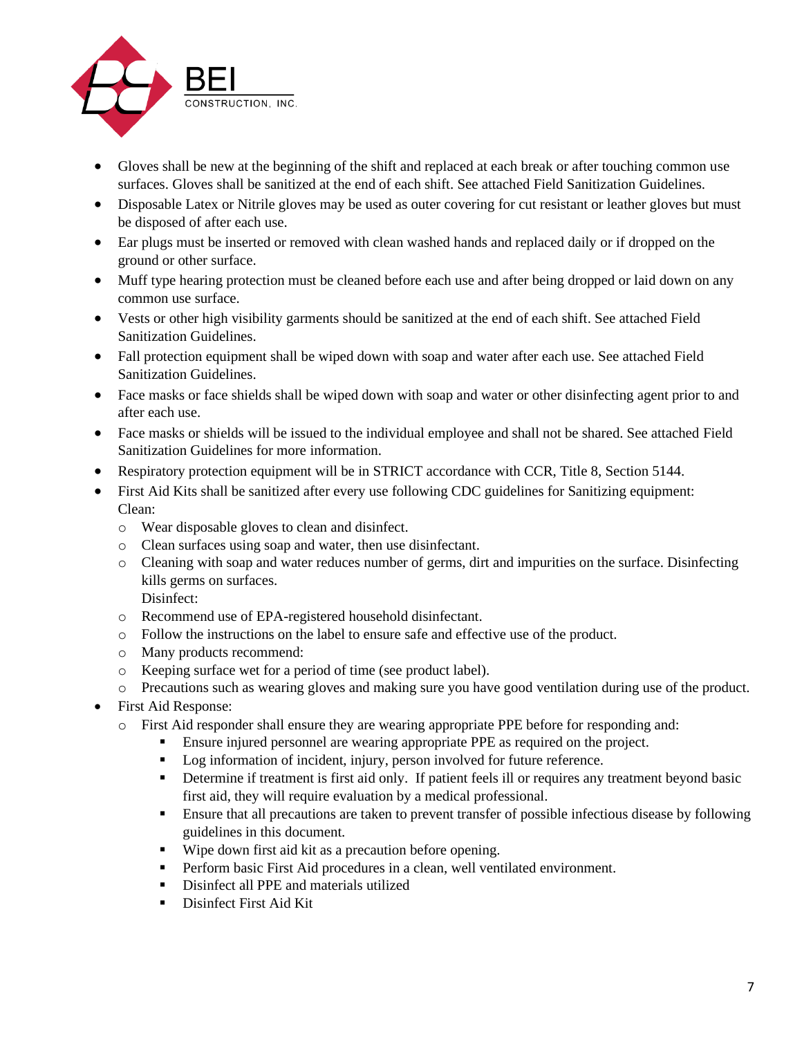- Gloves shall be new at the beginning of the shift and replaced at each break or after touching common use surfaces. Gloves shall be sanitized at the end of each shift. See attached Field Sanitization Guidelines.
- Disposable Latex or Nitrile gloves may be used as outer covering for cut resistant or leather gloves but must be disposed of after each use.
- Ear plugs must be inserted or removed with clean washed hands and replaced daily or if dropped on the ground or other surface.
- Muff type hearing protection must be cleaned before each use and after being dropped or laid down on any common use surface.
- Vests or other high visibility garments should be sanitized at the end of each shift. See attached Field Sanitization Guidelines.
- Fall protection equipment shall be wiped down with soap and water after each use. See attached Field Sanitization Guidelines.
- Face masks or face shields shall be wiped down with soap and water or other disinfecting agent prior to and after each use.
- Face masks or shields will be issued to the individual employee and shall not be shared. See attached Field Sanitization Guidelines for more information.
- Respiratory protection equipment will be in STRICT accordance with CCR, Title 8, Section 5144.
- First Aid Kits shall be sanitized after every use following CDC guidelines for Sanitizing equipment:
  Clean:
  - Wear disposable gloves to clean and disinfect.
  - Clean surfaces using soap and water, then use disinfectant.
  - Cleaning with soap and water reduces number of germs, dirt and impurities on the surface. Disinfecting kills germs on surfaces.
    Disinfect:
  - Recommend use of EPA-registered household disinfectant.
  - Follow the instructions on the label to ensure safe and effective use of the product.
  - Many products recommend:
  - Keeping surface wet for a period of time (see product label).
  - Precautions such as wearing gloves and making sure you have good ventilation during use of the product.
- First Aid Response:
  - First Aid responder shall ensure they are wearing appropriate PPE before for responding and:
    - Ensure injured personnel are wearing appropriate PPE as required on the project.
    - Log information of incident, injury, person involved for future reference.
    - Determine if treatment is first aid only. If patient feels ill or requires any treatment beyond basic first aid, they will require evaluation by a medical professional.
    - Ensure that all precautions are taken to prevent transfer of possible infectious disease by following guidelines in this document.
    - Wipe down first aid kit as a precaution before opening.
    - Perform basic First Aid procedures in a clean, well ventilated environment.
    - Disinfect all PPE and materials utilized
    - Disinfect First Aid Kit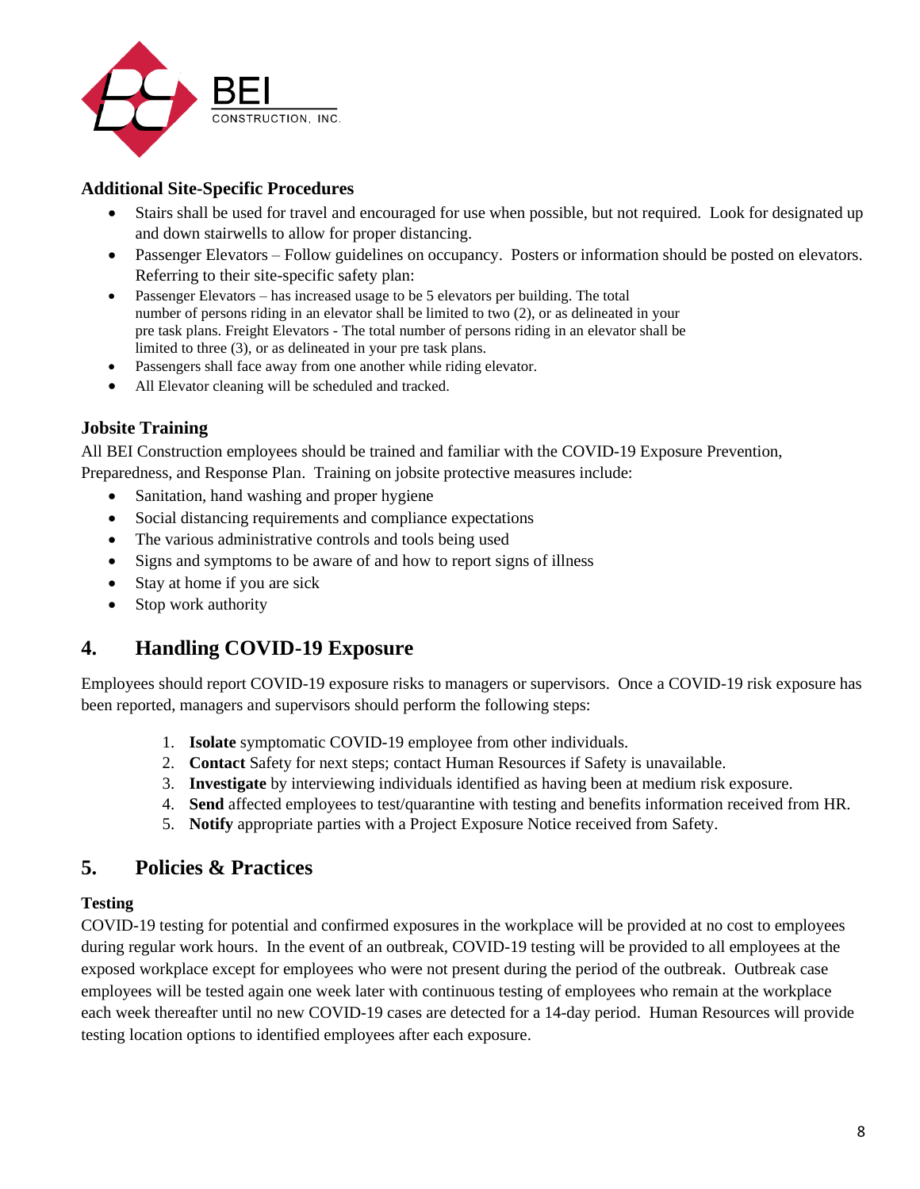### Additional Site-Specific Procedures

- Stairs shall be used for travel and encouraged for use when possible, but not required. Look for designated up and down stairwells to allow for proper distancing.
- Passenger Elevators – Follow guidelines on occupancy. Posters or information should be posted on elevators. Referring to their site-specific safety plan:
- Passenger Elevators – has increased usage to be 5 elevators per building. The total number of persons riding in an elevator shall be limited to two (2), or as delineated in your pre task plans. Freight Elevators - The total number of persons riding in an elevator shall be limited to three (3), or as delineated in your pre task plans.
- Passengers shall face away from one another while riding elevator.
- All Elevator cleaning will be scheduled and tracked.

### Jobsite Training

All BEI Construction employees should be trained and familiar with the COVID-19 Exposure Prevention, Preparedness, and Response Plan. Training on jobsite protective measures include:

- Sanitation, hand washing and proper hygiene
- Social distancing requirements and compliance expectations
- The various administrative controls and tools being used
- Signs and symptoms to be aware of and how to report signs of illness
- Stay at home if you are sick
- Stop work authority

## 4. Handling COVID-19 Exposure

Employees should report COVID-19 exposure risks to managers or supervisors. Once a COVID-19 risk exposure has been reported, managers and supervisors should perform the following steps:

1. **Isolate** symptomatic COVID-19 employee from other individuals.
2. **Contact** Safety for next steps; contact Human Resources if Safety is unavailable.
3. **Investigate** by interviewing individuals identified as having been at medium risk exposure.
4. **Send** affected employees to test/quarantine with testing and benefits information received from HR.
5. **Notify** appropriate parties with a Project Exposure Notice received from Safety.

## 5. Policies & Practices

### Testing

COVID-19 testing for potential and confirmed exposures in the workplace will be provided at no cost to employees during regular work hours. In the event of an outbreak, COVID-19 testing will be provided to all employees at the exposed workplace except for employees who were not present during the period of the outbreak. Outbreak case employees will be tested again one week later with continuous testing of employees who remain at the workplace each week thereafter until no new COVID-19 cases are detected for a 14-day period. Human Resources will provide testing location options to identified employees after each exposure.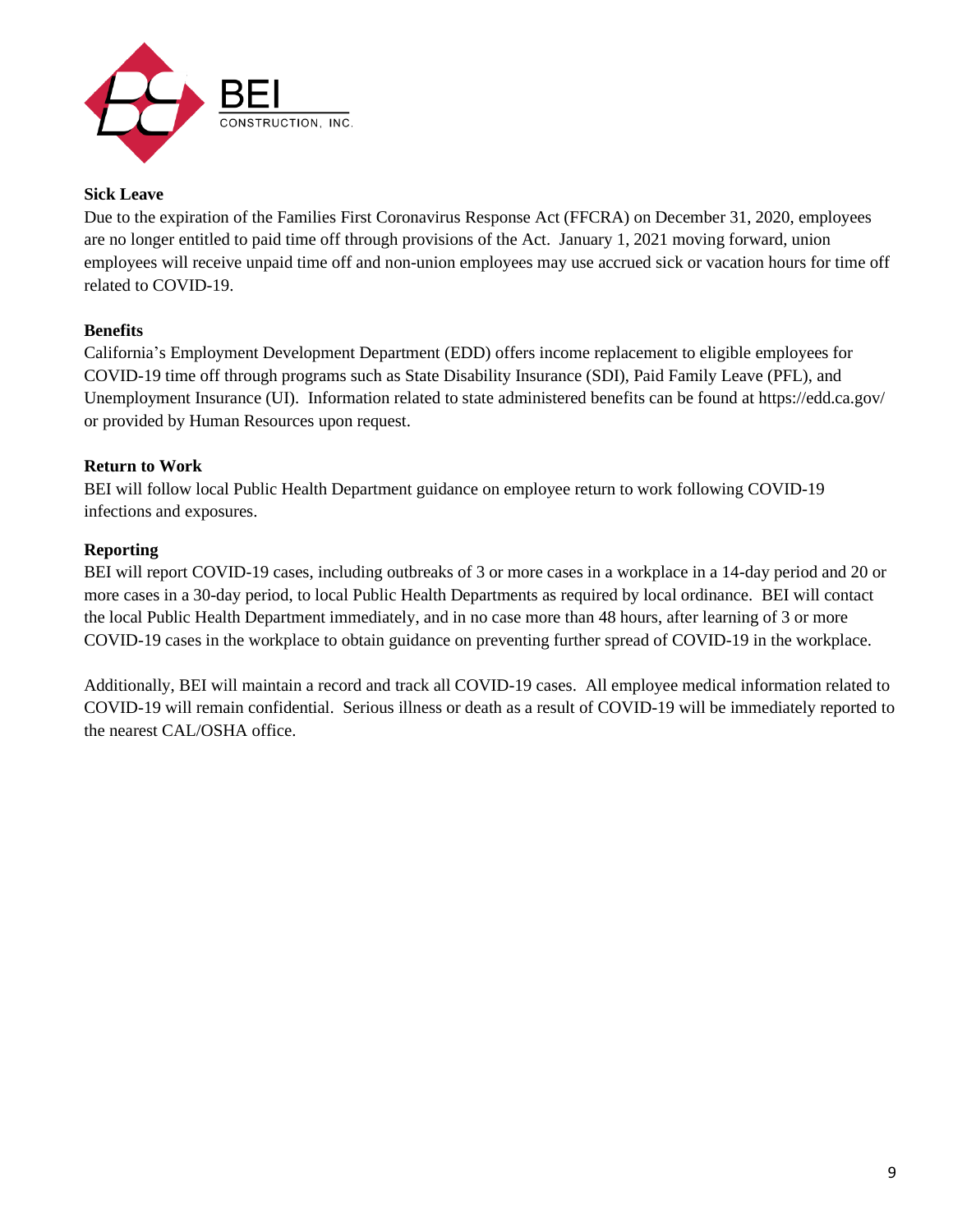**Sick Leave**

Due to the expiration of the Families First Coronavirus Response Act (FFCRA) on December 31, 2020, employees are no longer entitled to paid time off through provisions of the Act. January 1, 2021 moving forward, union employees will receive unpaid time off and non-union employees may use accrued sick or vacation hours for time off related to COVID-19.

**Benefits**

California's Employment Development Department (EDD) offers income replacement to eligible employees for COVID-19 time off through programs such as State Disability Insurance (SDI), Paid Family Leave (PFL), and Unemployment Insurance (UI). Information related to state administered benefits can be found at https://edd.ca.gov/ or provided by Human Resources upon request.

**Return to Work**

BEI will follow local Public Health Department guidance on employee return to work following COVID-19 infections and exposures.

**Reporting**

BEI will report COVID-19 cases, including outbreaks of 3 or more cases in a workplace in a 14-day period and 20 or more cases in a 30-day period, to local Public Health Departments as required by local ordinance. BEI will contact the local Public Health Department immediately, and in no case more than 48 hours, after learning of 3 or more COVID-19 cases in the workplace to obtain guidance on preventing further spread of COVID-19 in the workplace.

Additionally, BEI will maintain a record and track all COVID-19 cases. All employee medical information related to COVID-19 will remain confidential. Serious illness or death as a result of COVID-19 will be immediately reported to the nearest CAL/OSHA office.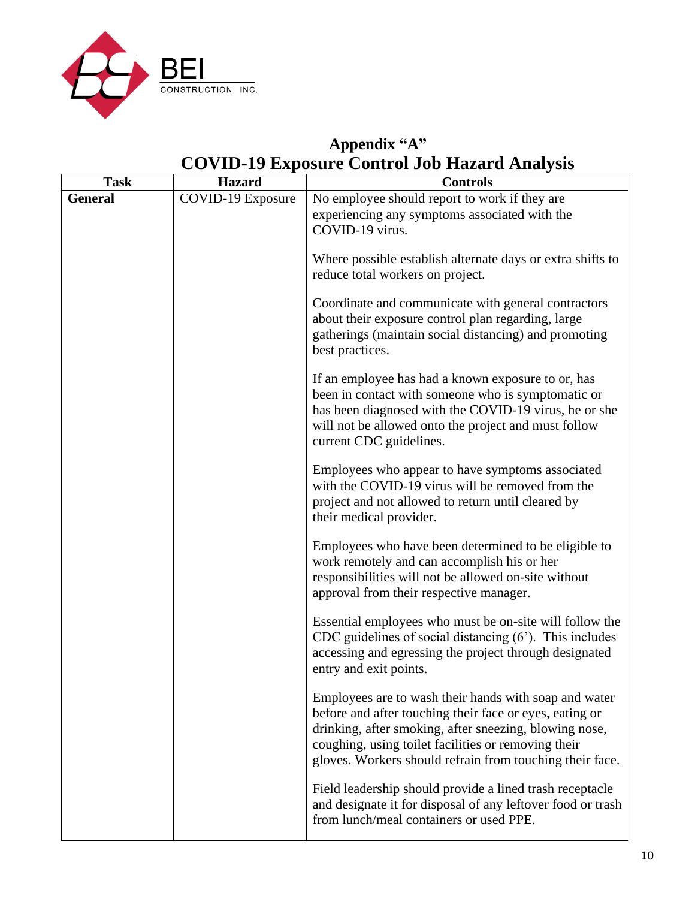BEI CONSTRUCTION, INC.

# Appendix "A"

# COVID-19 Exposure Control Job Hazard Analysis

| Task | Hazard | Controls |
|---|---|---|
| **General** | COVID-19 Exposure | No employee should report to work if they are experiencing any symptoms associated with the COVID-19 virus.<br><br>Where possible establish alternate days or extra shifts to reduce total workers on project.<br><br>Coordinate and communicate with general contractors about their exposure control plan regarding, large gatherings (maintain social distancing) and promoting best practices.<br><br>If an employee has had a known exposure to or, has been in contact with someone who is symptomatic or has been diagnosed with the COVID-19 virus, he or she will not be allowed onto the project and must follow current CDC guidelines.<br><br>Employees who appear to have symptoms associated with the COVID-19 virus will be removed from the project and not allowed to return until cleared by their medical provider.<br><br>Employees who have been determined to be eligible to work remotely and can accomplish his or her responsibilities will not be allowed on-site without approval from their respective manager.<br><br>Essential employees who must be on-site will follow the CDC guidelines of social distancing (6'). This includes accessing and egressing the project through designated entry and exit points.<br><br>Employees are to wash their hands with soap and water before and after touching their face or eyes, eating or drinking, after smoking, after sneezing, blowing nose, coughing, using toilet facilities or removing their gloves. Workers should refrain from touching their face.<br><br>Field leadership should provide a lined trash receptacle and designate it for disposal of any leftover food or trash from lunch/meal containers or used PPE. |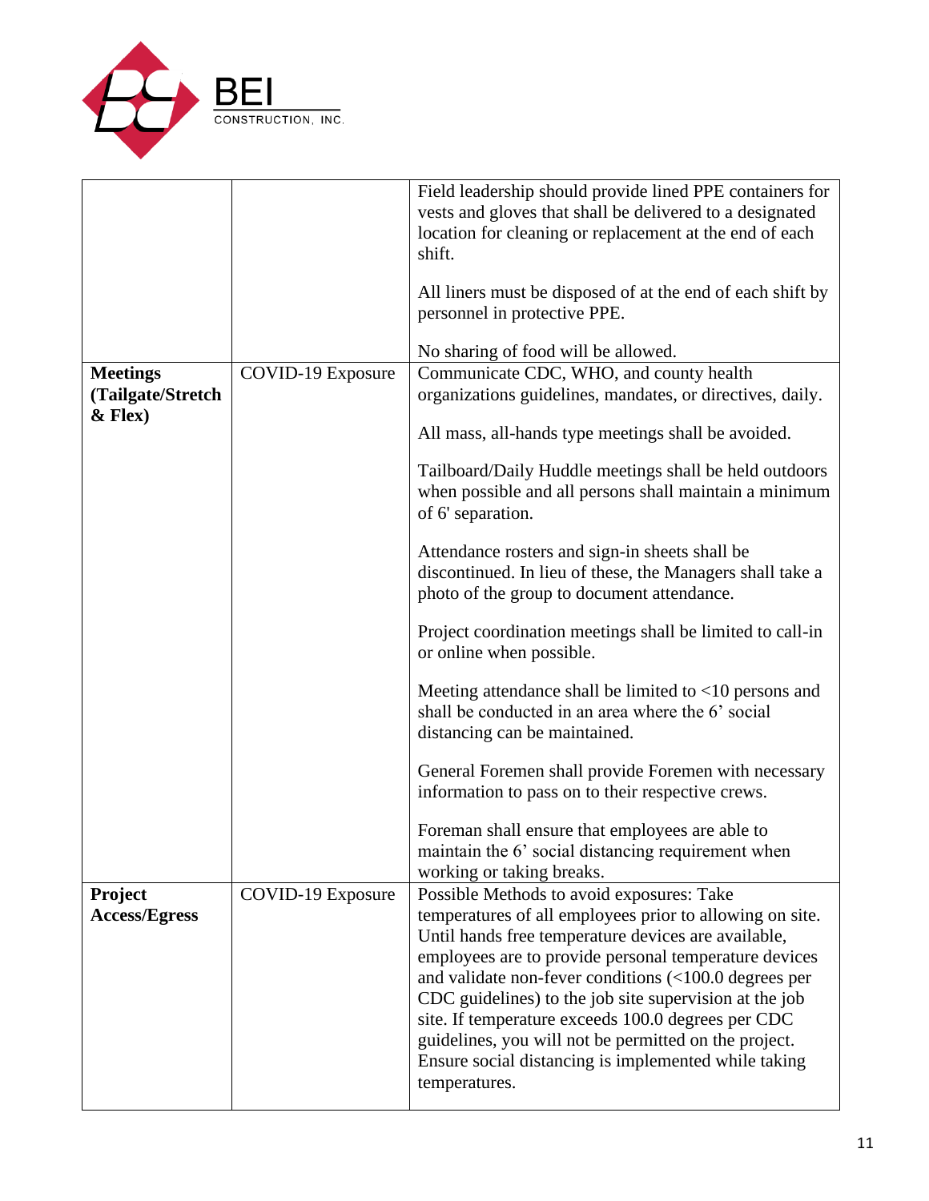| | | |
|---|---|---|
| | | Field leadership should provide lined PPE containers for vests and gloves that shall be delivered to a designated location for cleaning or replacement at the end of each shift.<br><br>All liners must be disposed of at the end of each shift by personnel in protective PPE.<br><br>No sharing of food will be allowed. |
| **Meetings (Tailgate/Stretch & Flex)** | COVID-19 Exposure | Communicate CDC, WHO, and county health organizations guidelines, mandates, or directives, daily.<br><br>All mass, all-hands type meetings shall be avoided.<br><br>Tailboard/Daily Huddle meetings shall be held outdoors when possible and all persons shall maintain a minimum of 6' separation.<br><br>Attendance rosters and sign-in sheets shall be discontinued. In lieu of these, the Managers shall take a photo of the group to document attendance.<br><br>Project coordination meetings shall be limited to call-in or online when possible.<br><br>Meeting attendance shall be limited to <10 persons and shall be conducted in an area where the 6' social distancing can be maintained.<br><br>General Foremen shall provide Foremen with necessary information to pass on to their respective crews.<br><br>Foreman shall ensure that employees are able to maintain the 6' social distancing requirement when working or taking breaks. |
| **Project Access/Egress** | COVID-19 Exposure | Possible Methods to avoid exposures: Take temperatures of all employees prior to allowing on site. Until hands free temperature devices are available, employees are to provide personal temperature devices and validate non-fever conditions (<100.0 degrees per CDC guidelines) to the job site supervision at the job site. If temperature exceeds 100.0 degrees per CDC guidelines, you will not be permitted on the project. Ensure social distancing is implemented while taking temperatures. |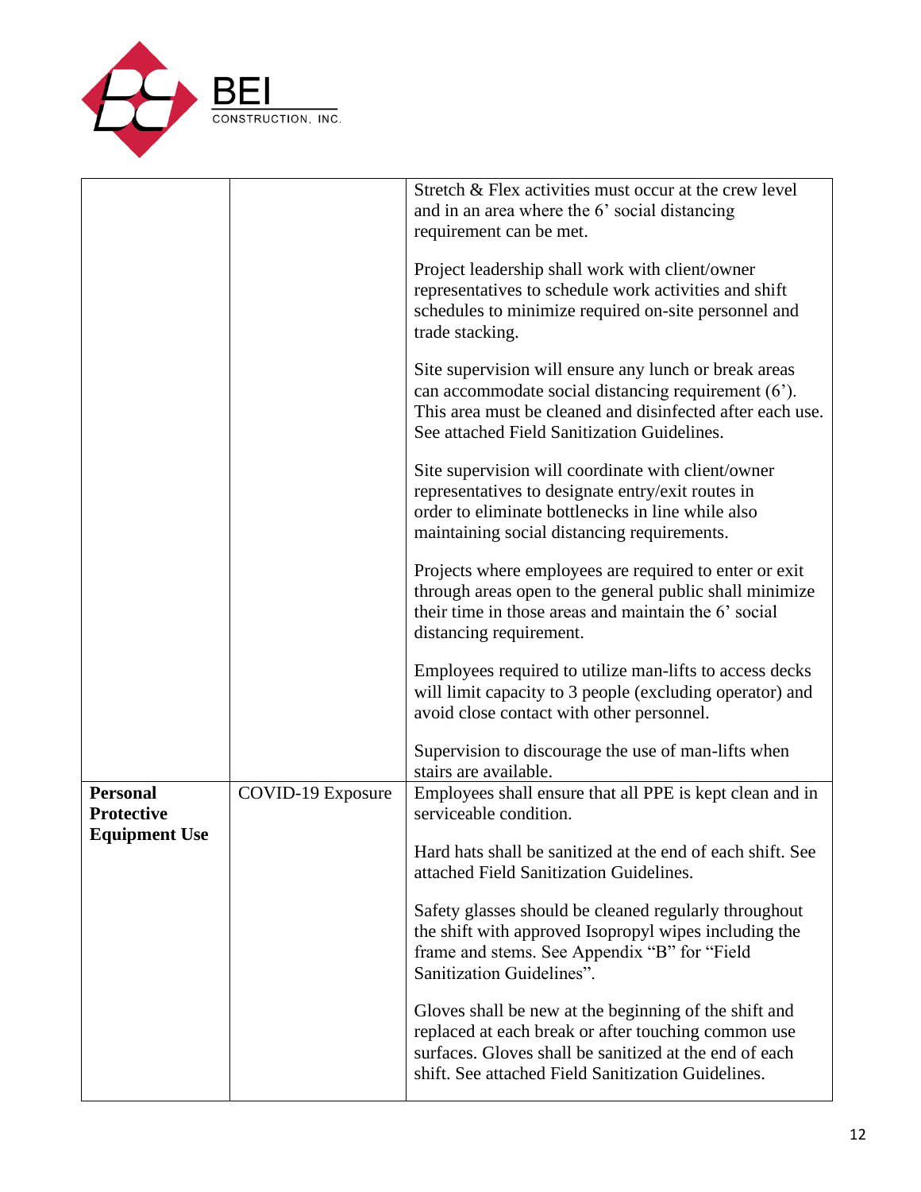| | | |
|---|---|---|
| | | Stretch & Flex activities must occur at the crew level and in an area where the 6' social distancing requirement can be met.<br><br>Project leadership shall work with client/owner representatives to schedule work activities and shift schedules to minimize required on-site personnel and trade stacking.<br><br>Site supervision will ensure any lunch or break areas can accommodate social distancing requirement (6'). This area must be cleaned and disinfected after each use. See attached Field Sanitization Guidelines.<br><br>Site supervision will coordinate with client/owner representatives to designate entry/exit routes in order to eliminate bottlenecks in line while also maintaining social distancing requirements.<br><br>Projects where employees are required to enter or exit through areas open to the general public shall minimize their time in those areas and maintain the 6' social distancing requirement.<br><br>Employees required to utilize man-lifts to access decks will limit capacity to 3 people (excluding operator) and avoid close contact with other personnel.<br><br>Supervision to discourage the use of man-lifts when stairs are available. |
| **Personal Protective Equipment Use** | COVID-19 Exposure | Employees shall ensure that all PPE is kept clean and in serviceable condition.<br><br>Hard hats shall be sanitized at the end of each shift. See attached Field Sanitization Guidelines.<br><br>Safety glasses should be cleaned regularly throughout the shift with approved Isopropyl wipes including the frame and stems. See Appendix "B" for "Field Sanitization Guidelines".<br><br>Gloves shall be new at the beginning of the shift and replaced at each break or after touching common use surfaces. Gloves shall be sanitized at the end of each shift. See attached Field Sanitization Guidelines. |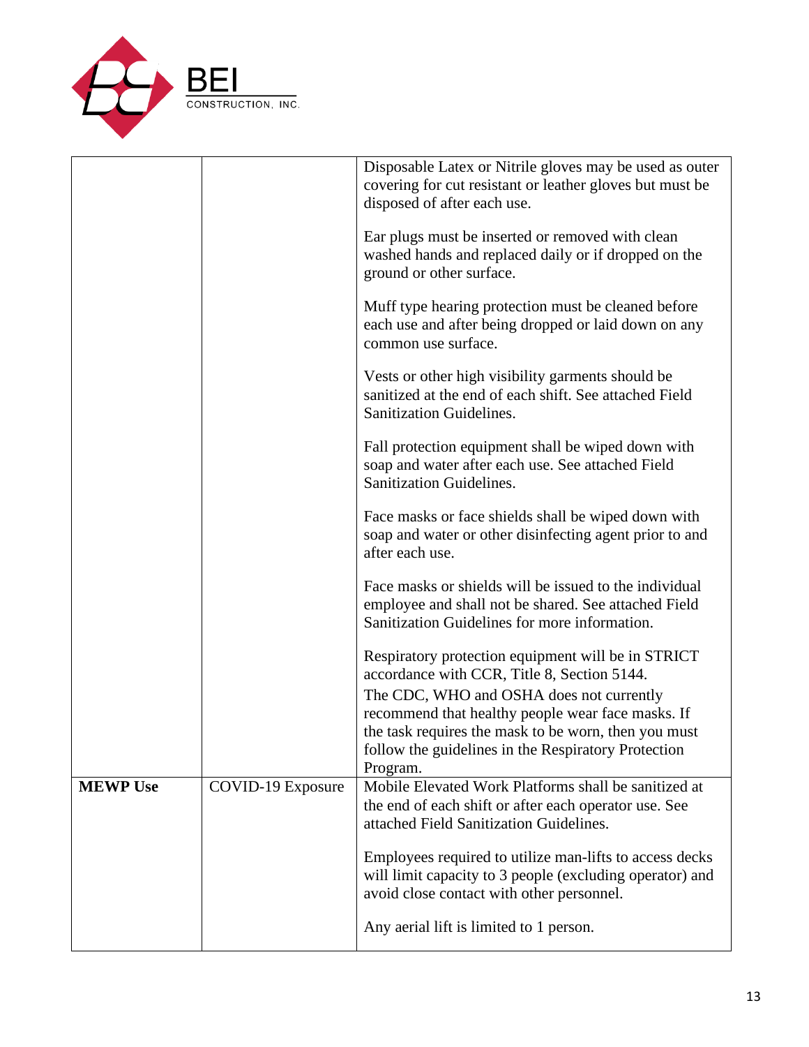| | | |
|---|---|---|
| | | Disposable Latex or Nitrile gloves may be used as outer covering for cut resistant or leather gloves but must be disposed of after each use.<br><br>Ear plugs must be inserted or removed with clean washed hands and replaced daily or if dropped on the ground or other surface.<br><br>Muff type hearing protection must be cleaned before each use and after being dropped or laid down on any common use surface.<br><br>Vests or other high visibility garments should be sanitized at the end of each shift. See attached Field Sanitization Guidelines.<br><br>Fall protection equipment shall be wiped down with soap and water after each use. See attached Field Sanitization Guidelines.<br><br>Face masks or face shields shall be wiped down with soap and water or other disinfecting agent prior to and after each use.<br><br>Face masks or shields will be issued to the individual employee and shall not be shared. See attached Field Sanitization Guidelines for more information.<br><br>Respiratory protection equipment will be in STRICT accordance with CCR, Title 8, Section 5144.<br>The CDC, WHO and OSHA does not currently recommend that healthy people wear face masks. If the task requires the mask to be worn, then you must follow the guidelines in the Respiratory Protection Program. |
| **MEWP Use** | COVID-19 Exposure | Mobile Elevated Work Platforms shall be sanitized at the end of each shift or after each operator use. See attached Field Sanitization Guidelines.<br><br>Employees required to utilize man-lifts to access decks will limit capacity to 3 people (excluding operator) and avoid close contact with other personnel.<br><br>Any aerial lift is limited to 1 person. |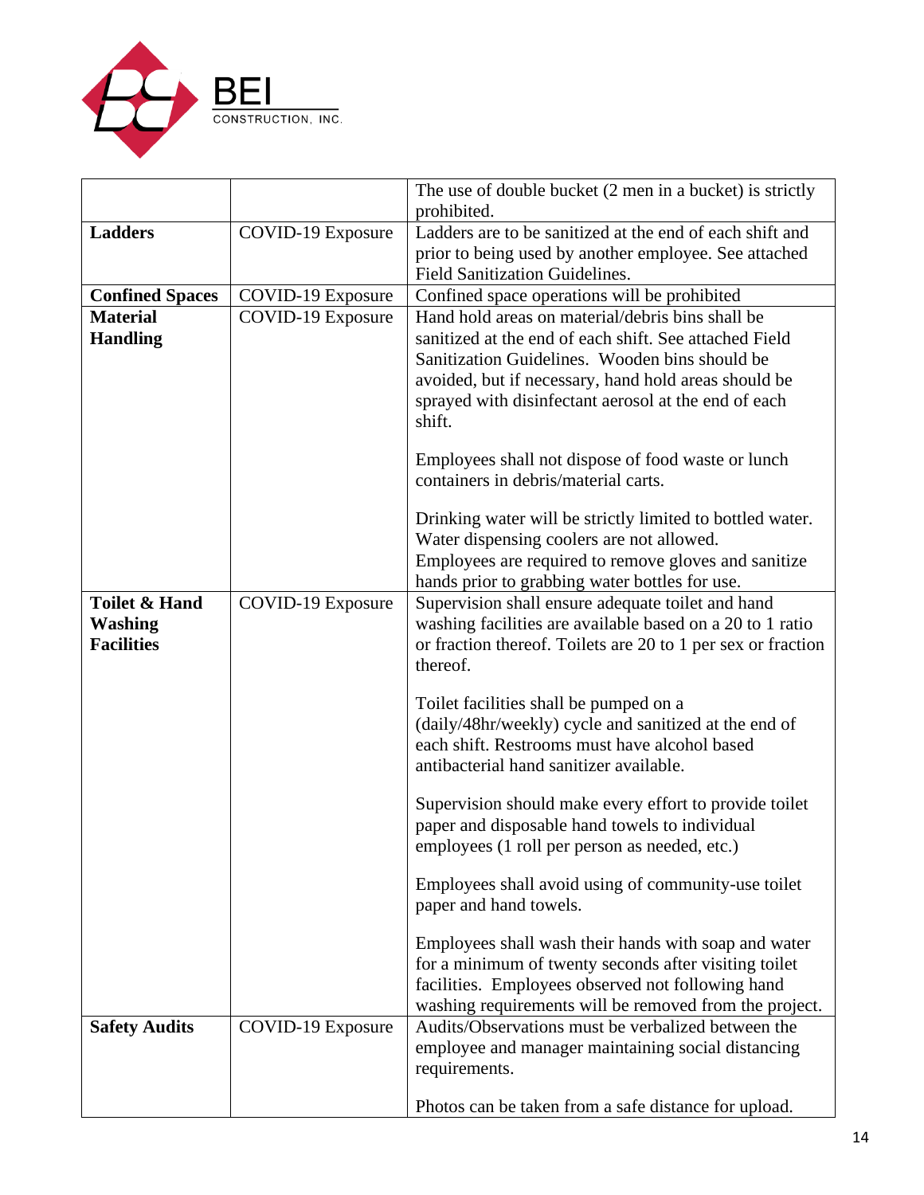|  |  |  |
|---|---|---|
|  |  | The use of double bucket (2 men in a bucket) is strictly prohibited. |
| **Ladders** | COVID-19 Exposure | Ladders are to be sanitized at the end of each shift and prior to being used by another employee. See attached Field Sanitization Guidelines. |
| **Confined Spaces** | COVID-19 Exposure | Confined space operations will be prohibited |
| **Material Handling** | COVID-19 Exposure | Hand hold areas on material/debris bins shall be sanitized at the end of each shift. See attached Field Sanitization Guidelines. Wooden bins should be avoided, but if necessary, hand hold areas should be sprayed with disinfectant aerosol at the end of each shift.<br><br>Employees shall not dispose of food waste or lunch containers in debris/material carts.<br><br>Drinking water will be strictly limited to bottled water. Water dispensing coolers are not allowed. Employees are required to remove gloves and sanitize hands prior to grabbing water bottles for use. |
| **Toilet & Hand Washing Facilities** | COVID-19 Exposure | Supervision shall ensure adequate toilet and hand washing facilities are available based on a 20 to 1 ratio or fraction thereof. Toilets are 20 to 1 per sex or fraction thereof.<br><br>Toilet facilities shall be pumped on a (daily/48hr/weekly) cycle and sanitized at the end of each shift. Restrooms must have alcohol based antibacterial hand sanitizer available.<br><br>Supervision should make every effort to provide toilet paper and disposable hand towels to individual employees (1 roll per person as needed, etc.)<br><br>Employees shall avoid using of community-use toilet paper and hand towels.<br><br>Employees shall wash their hands with soap and water for a minimum of twenty seconds after visiting toilet facilities. Employees observed not following hand washing requirements will be removed from the project. |
| **Safety Audits** | COVID-19 Exposure | Audits/Observations must be verbalized between the employee and manager maintaining social distancing requirements.<br><br>Photos can be taken from a safe distance for upload. |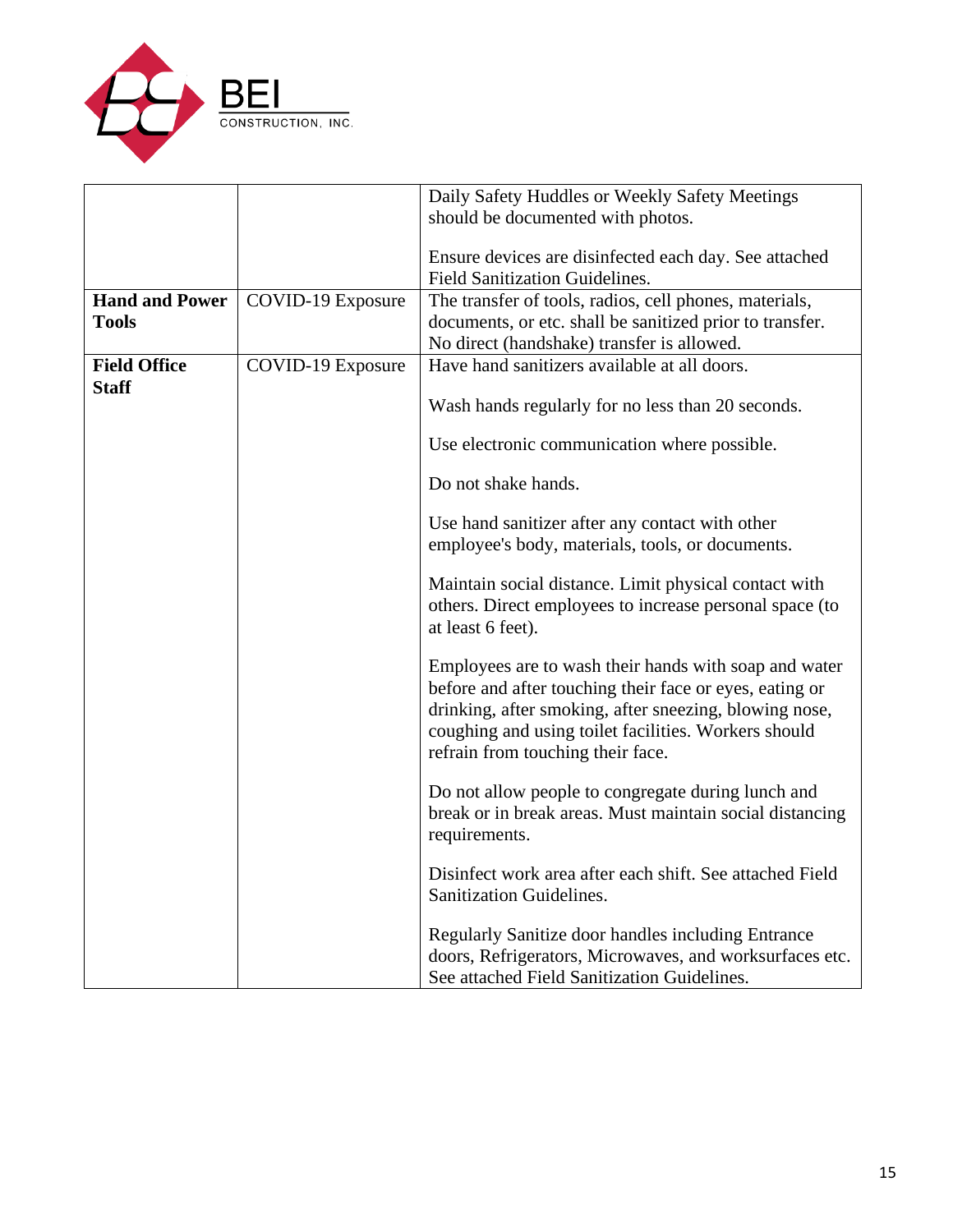| | | |
|---|---|---|
| | | Daily Safety Huddles or Weekly Safety Meetings should be documented with photos.<br><br>Ensure devices are disinfected each day. See attached Field Sanitization Guidelines. |
| **Hand and Power Tools** | COVID-19 Exposure | The transfer of tools, radios, cell phones, materials, documents, or etc. shall be sanitized prior to transfer. No direct (handshake) transfer is allowed. |
| **Field Office Staff** | COVID-19 Exposure | Have hand sanitizers available at all doors.<br><br>Wash hands regularly for no less than 20 seconds.<br><br>Use electronic communication where possible.<br><br>Do not shake hands.<br><br>Use hand sanitizer after any contact with other employee's body, materials, tools, or documents.<br><br>Maintain social distance. Limit physical contact with others. Direct employees to increase personal space (to at least 6 feet).<br><br>Employees are to wash their hands with soap and water before and after touching their face or eyes, eating or drinking, after smoking, after sneezing, blowing nose, coughing and using toilet facilities. Workers should refrain from touching their face.<br><br>Do not allow people to congregate during lunch and break or in break areas. Must maintain social distancing requirements.<br><br>Disinfect work area after each shift. See attached Field Sanitization Guidelines.<br><br>Regularly Sanitize door handles including Entrance doors, Refrigerators, Microwaves, and worksurfaces etc. See attached Field Sanitization Guidelines. |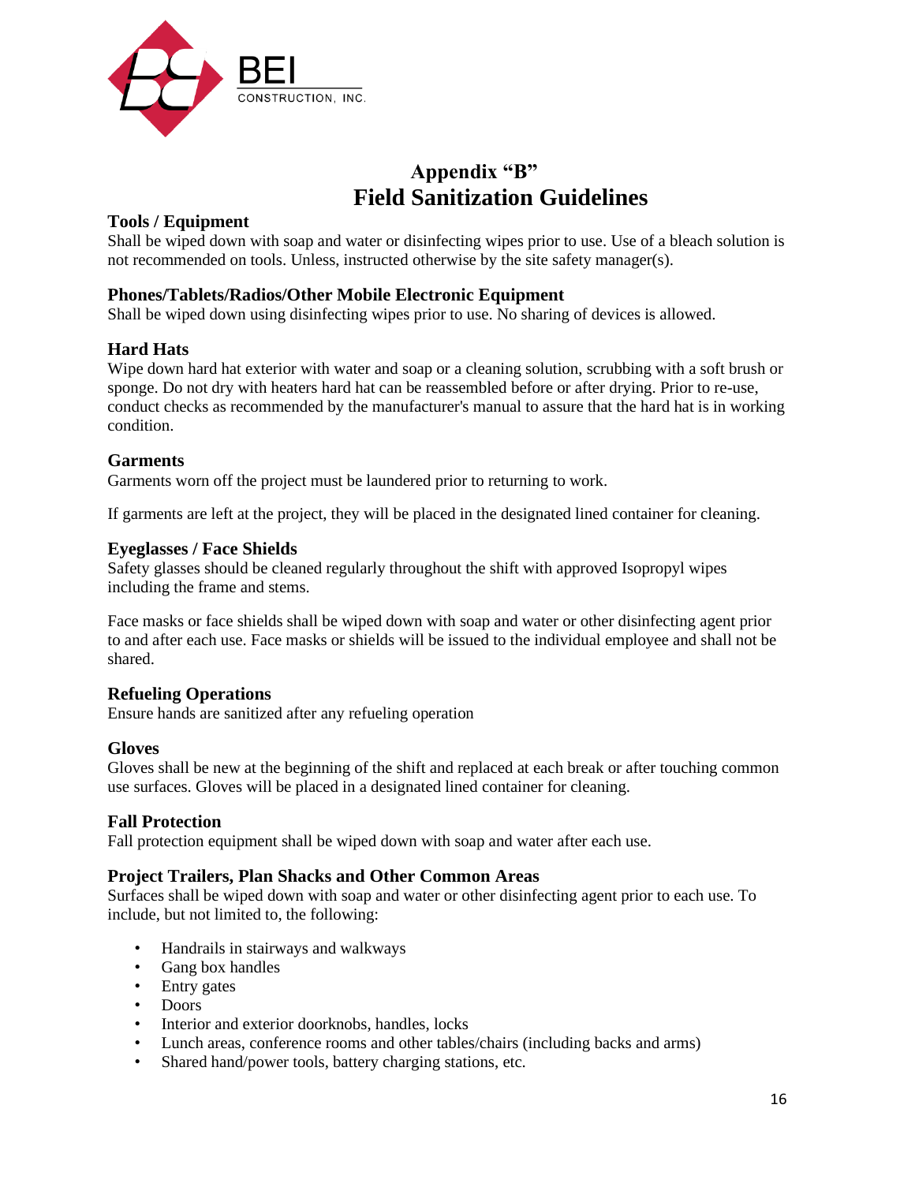BEI CONSTRUCTION, INC.

# Appendix "B"
# Field Sanitization Guidelines

### Tools / Equipment

Shall be wiped down with soap and water or disinfecting wipes prior to use. Use of a bleach solution is not recommended on tools. Unless, instructed otherwise by the site safety manager(s).

### Phones/Tablets/Radios/Other Mobile Electronic Equipment

Shall be wiped down using disinfecting wipes prior to use. No sharing of devices is allowed.

### Hard Hats

Wipe down hard hat exterior with water and soap or a cleaning solution, scrubbing with a soft brush or sponge. Do not dry with heaters hard hat can be reassembled before or after drying. Prior to re-use, conduct checks as recommended by the manufacturer's manual to assure that the hard hat is in working condition.

### Garments

Garments worn off the project must be laundered prior to returning to work.

If garments are left at the project, they will be placed in the designated lined container for cleaning.

### Eyeglasses / Face Shields

Safety glasses should be cleaned regularly throughout the shift with approved Isopropyl wipes including the frame and stems.

Face masks or face shields shall be wiped down with soap and water or other disinfecting agent prior to and after each use. Face masks or shields will be issued to the individual employee and shall not be shared.

### Refueling Operations

Ensure hands are sanitized after any refueling operation

### Gloves

Gloves shall be new at the beginning of the shift and replaced at each break or after touching common use surfaces. Gloves will be placed in a designated lined container for cleaning.

### Fall Protection

Fall protection equipment shall be wiped down with soap and water after each use.

### Project Trailers, Plan Shacks and Other Common Areas

Surfaces shall be wiped down with soap and water or other disinfecting agent prior to each use. To include, but not limited to, the following:

- Handrails in stairways and walkways
- Gang box handles
- Entry gates
- Doors
- Interior and exterior doorknobs, handles, locks
- Lunch areas, conference rooms and other tables/chairs (including backs and arms)
- Shared hand/power tools, battery charging stations, etc.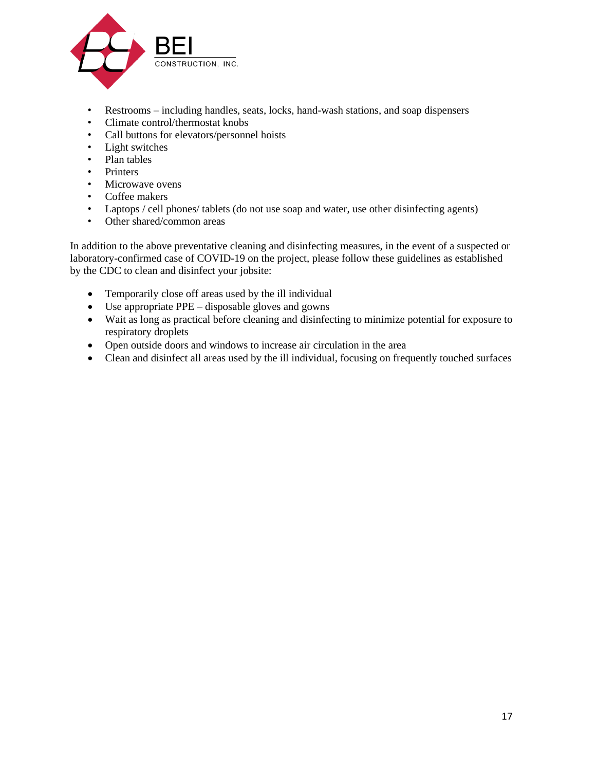- Restrooms – including handles, seats, locks, hand-wash stations, and soap dispensers
- Climate control/thermostat knobs
- Call buttons for elevators/personnel hoists
- Light switches
- Plan tables
- Printers
- Microwave ovens
- Coffee makers
- Laptops / cell phones/ tablets (do not use soap and water, use other disinfecting agents)
- Other shared/common areas

In addition to the above preventative cleaning and disinfecting measures, in the event of a suspected or laboratory-confirmed case of COVID-19 on the project, please follow these guidelines as established by the CDC to clean and disinfect your jobsite:

- Temporarily close off areas used by the ill individual
- Use appropriate PPE – disposable gloves and gowns
- Wait as long as practical before cleaning and disinfecting to minimize potential for exposure to respiratory droplets
- Open outside doors and windows to increase air circulation in the area
- Clean and disinfect all areas used by the ill individual, focusing on frequently touched surfaces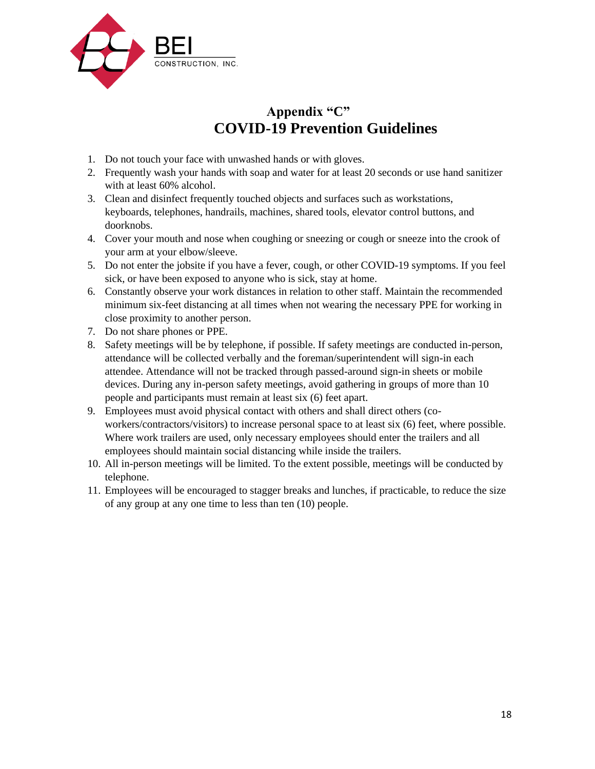BEI

CONSTRUCTION, INC.

# Appendix "C"
# COVID-19 Prevention Guidelines

1. Do not touch your face with unwashed hands or with gloves.
2. Frequently wash your hands with soap and water for at least 20 seconds or use hand sanitizer with at least 60% alcohol.
3. Clean and disinfect frequently touched objects and surfaces such as workstations, keyboards, telephones, handrails, machines, shared tools, elevator control buttons, and doorknobs.
4. Cover your mouth and nose when coughing or sneezing or cough or sneeze into the crook of your arm at your elbow/sleeve.
5. Do not enter the jobsite if you have a fever, cough, or other COVID-19 symptoms. If you feel sick, or have been exposed to anyone who is sick, stay at home.
6. Constantly observe your work distances in relation to other staff. Maintain the recommended minimum six-feet distancing at all times when not wearing the necessary PPE for working in close proximity to another person.
7. Do not share phones or PPE.
8. Safety meetings will be by telephone, if possible. If safety meetings are conducted in-person, attendance will be collected verbally and the foreman/superintendent will sign-in each attendee. Attendance will not be tracked through passed-around sign-in sheets or mobile devices. During any in-person safety meetings, avoid gathering in groups of more than 10 people and participants must remain at least six (6) feet apart.
9. Employees must avoid physical contact with others and shall direct others (co-workers/contractors/visitors) to increase personal space to at least six (6) feet, where possible. Where work trailers are used, only necessary employees should enter the trailers and all employees should maintain social distancing while inside the trailers.
10. All in-person meetings will be limited. To the extent possible, meetings will be conducted by telephone.
11. Employees will be encouraged to stagger breaks and lunches, if practicable, to reduce the size of any group at any one time to less than ten (10) people.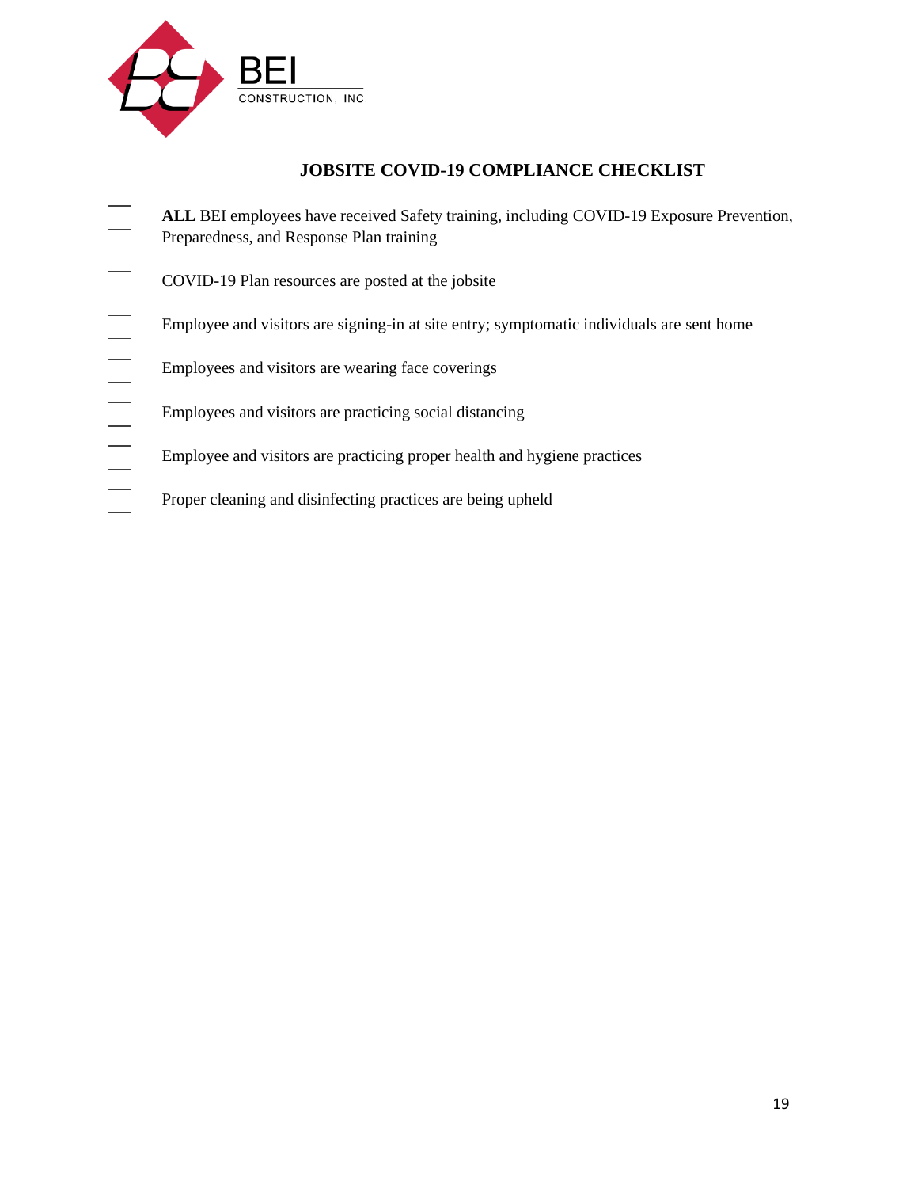BEI
CONSTRUCTION, INC.

# JOBSITE COVID-19 COMPLIANCE CHECKLIST

- [ ] **ALL** BEI employees have received Safety training, including COVID-19 Exposure Prevention, Preparedness, and Response Plan training
- [ ] COVID-19 Plan resources are posted at the jobsite
- [ ] Employee and visitors are signing-in at site entry; symptomatic individuals are sent home
- [ ] Employees and visitors are wearing face coverings
- [ ] Employees and visitors are practicing social distancing
- [ ] Employee and visitors are practicing proper health and hygiene practices
- [ ] Proper cleaning and disinfecting practices are being upheld